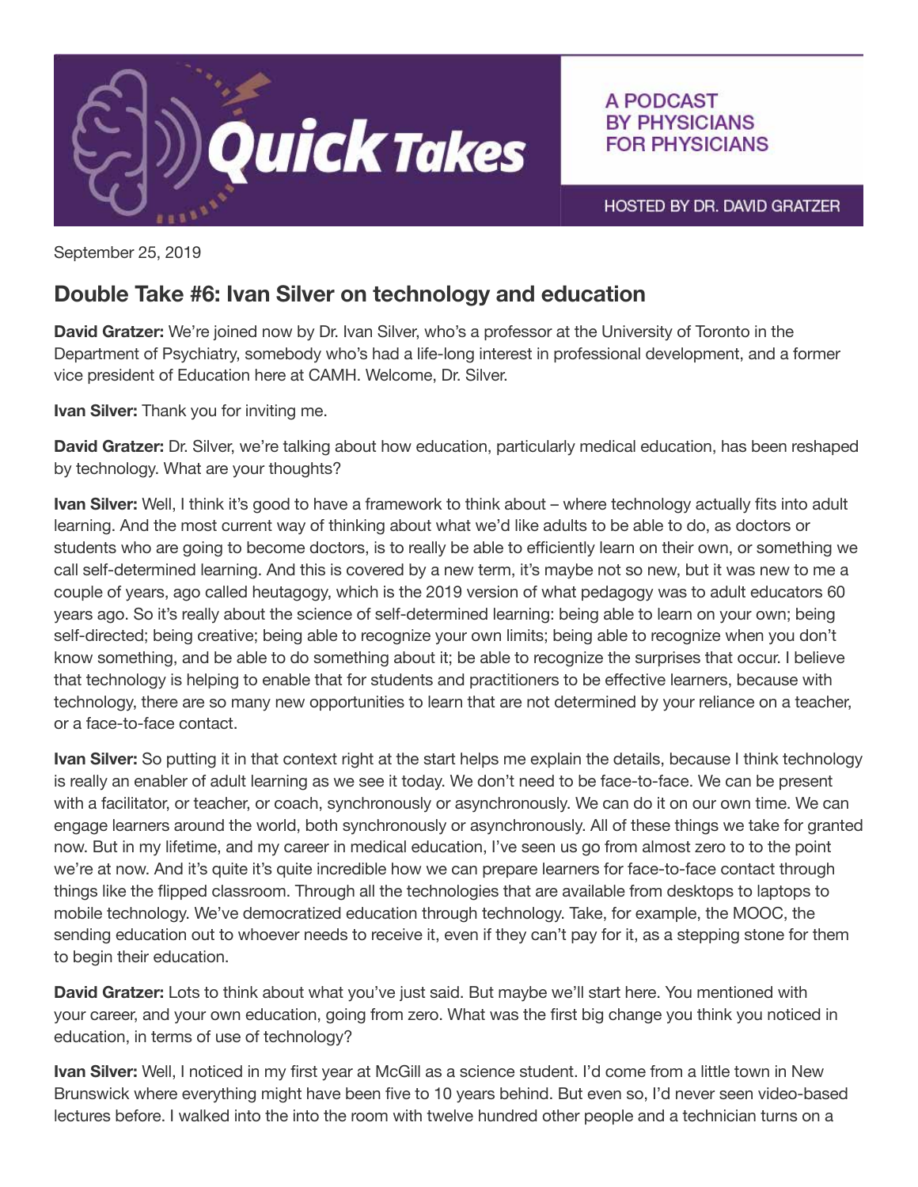Quick Takes

A PODCAST BY PHYSICIANS FOR PHYSICIANS

HOSTED BY DR. DAVID GRATZER

September 25, 2019

## Double Take #6: Ivan Silver on technology and education

**David Gratzer:** We're joined now by Dr. Ivan Silver, who's a professor at the University of Toronto in the Department of Psychiatry, somebody who's had a life-long interest in professional development, and a former vice president of Education here at CAMH. Welcome, Dr. Silver.

**Ivan Silver:** Thank you for inviting me.

**David Gratzer:** Dr. Silver, we're talking about how education, particularly medical education, has been reshaped by technology. What are your thoughts?

**Ivan Silver:** Well, I think it's good to have a framework to think about – where technology actually fits into adult learning. And the most current way of thinking about what we'd like adults to be able to do, as doctors or students who are going to become doctors, is to really be able to efficiently learn on their own, or something we call self-determined learning. And this is covered by a new term, it's maybe not so new, but it was new to me a couple of years, ago called heutagogy, which is the 2019 version of what pedagogy was to adult educators 60 years ago. So it's really about the science of self-determined learning: being able to learn on your own; being self-directed; being creative; being able to recognize your own limits; being able to recognize when you don't know something, and be able to do something about it; be able to recognize the surprises that occur. I believe that technology is helping to enable that for students and practitioners to be effective learners, because with technology, there are so many new opportunities to learn that are not determined by your reliance on a teacher, or a face-to-face contact.

**Ivan Silver:** So putting it in that context right at the start helps me explain the details, because I think technology is really an enabler of adult learning as we see it today. We don't need to be face-to-face. We can be present with a facilitator, or teacher, or coach, synchronously or asynchronously. We can do it on our own time. We can engage learners around the world, both synchronously or asynchronously. All of these things we take for granted now. But in my lifetime, and my career in medical education, I've seen us go from almost zero to to the point we're at now. And it's quite it's quite incredible how we can prepare learners for face-to-face contact through things like the flipped classroom. Through all the technologies that are available from desktops to laptops to mobile technology. We've democratized education through technology. Take, for example, the MOOC, the sending education out to whoever needs to receive it, even if they can't pay for it, as a stepping stone for them to begin their education.

**David Gratzer:** Lots to think about what you've just said. But maybe we'll start here. You mentioned with your career, and your own education, going from zero. What was the first big change you think you noticed in education, in terms of use of technology?

**Ivan Silver:** Well, I noticed in my first year at McGill as a science student. I'd come from a little town in New Brunswick where everything might have been five to 10 years behind. But even so, I'd never seen video-based lectures before. I walked into the into the room with twelve hundred other people and a technician turns on a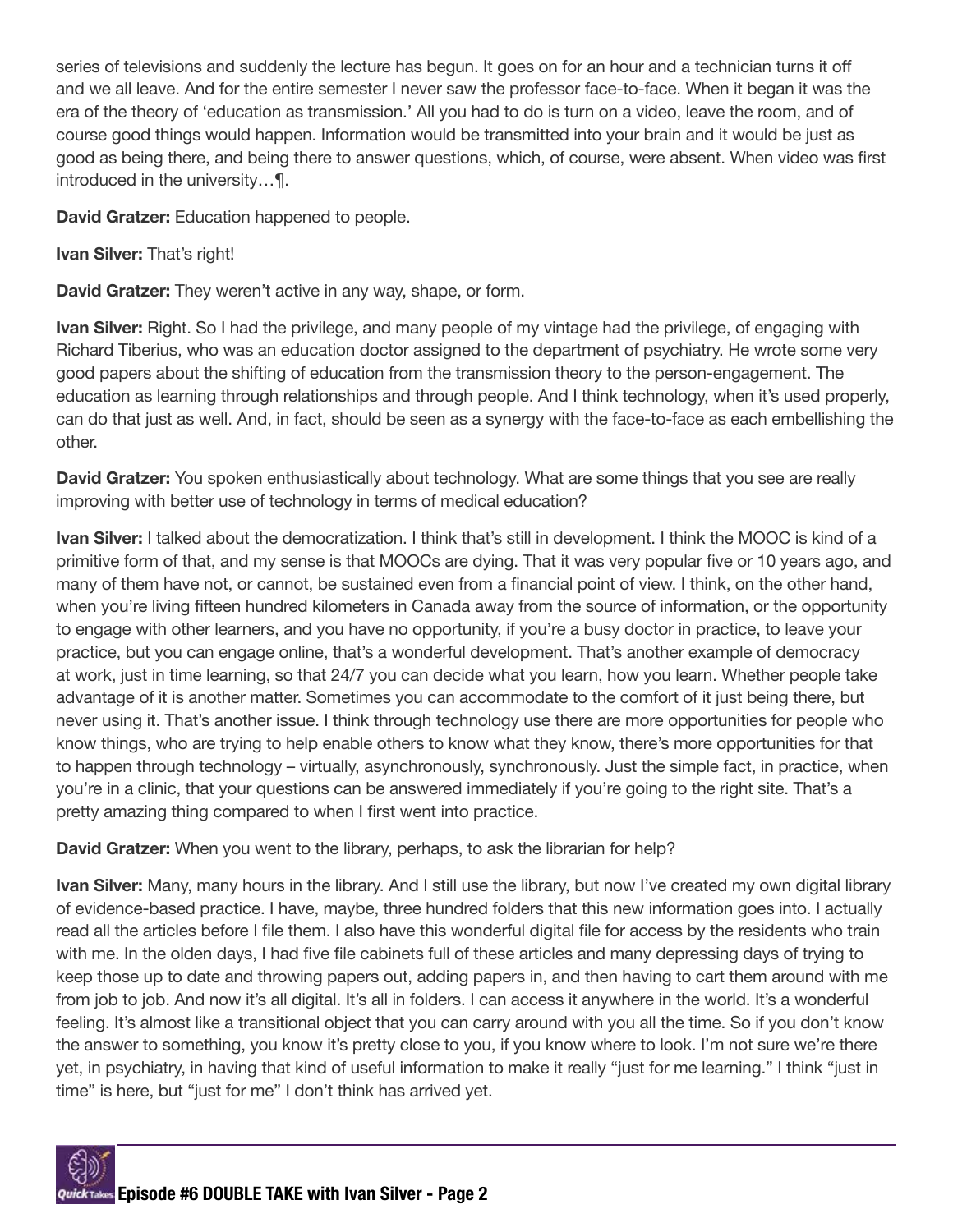series of televisions and suddenly the lecture has begun. It goes on for an hour and a technician turns it off and we all leave. And for the entire semester I never saw the professor face-to-face. When it began it was the era of the theory of 'education as transmission.' All you had to do is turn on a video, leave the room, and of course good things would happen. Information would be transmitted into your brain and it would be just as good as being there, and being there to answer questions, which, of course, were absent. When video was first introduced in the university…¶.

**David Gratzer:** Education happened to people.

**Ivan Silver:** That's right!

**David Gratzer:** They weren't active in any way, shape, or form.

**Ivan Silver:** Right. So I had the privilege, and many people of my vintage had the privilege, of engaging with Richard Tiberius, who was an education doctor assigned to the department of psychiatry. He wrote some very good papers about the shifting of education from the transmission theory to the person-engagement. The education as learning through relationships and through people. And I think technology, when it's used properly, can do that just as well. And, in fact, should be seen as a synergy with the face-to-face as each embellishing the other.

**David Gratzer:** You spoken enthusiastically about technology. What are some things that you see are really improving with better use of technology in terms of medical education?

**Ivan Silver:** I talked about the democratization. I think that's still in development. I think the MOOC is kind of a primitive form of that, and my sense is that MOOCs are dying. That it was very popular five or 10 years ago, and many of them have not, or cannot, be sustained even from a financial point of view. I think, on the other hand, when you're living fifteen hundred kilometers in Canada away from the source of information, or the opportunity to engage with other learners, and you have no opportunity, if you're a busy doctor in practice, to leave your practice, but you can engage online, that's a wonderful development. That's another example of democracy at work, just in time learning, so that 24/7 you can decide what you learn, how you learn. Whether people take advantage of it is another matter. Sometimes you can accommodate to the comfort of it just being there, but never using it. That's another issue. I think through technology use there are more opportunities for people who know things, who are trying to help enable others to know what they know, there's more opportunities for that to happen through technology – virtually, asynchronously, synchronously. Just the simple fact, in practice, when you're in a clinic, that your questions can be answered immediately if you're going to the right site. That's a pretty amazing thing compared to when I first went into practice.

**David Gratzer:** When you went to the library, perhaps, to ask the librarian for help?

**Ivan Silver:** Many, many hours in the library. And I still use the library, but now I've created my own digital library of evidence-based practice. I have, maybe, three hundred folders that this new information goes into. I actually read all the articles before I file them. I also have this wonderful digital file for access by the residents who train with me. In the olden days, I had five file cabinets full of these articles and many depressing days of trying to keep those up to date and throwing papers out, adding papers in, and then having to cart them around with me from job to job. And now it's all digital. It's all in folders. I can access it anywhere in the world. It's a wonderful feeling. It's almost like a transitional object that you can carry around with you all the time. So if you don't know the answer to something, you know it's pretty close to you, if you know where to look. I'm not sure we're there yet, in psychiatry, in having that kind of useful information to make it really "just for me learning." I think "just in time" is here, but "just for me" I don't think has arrived yet.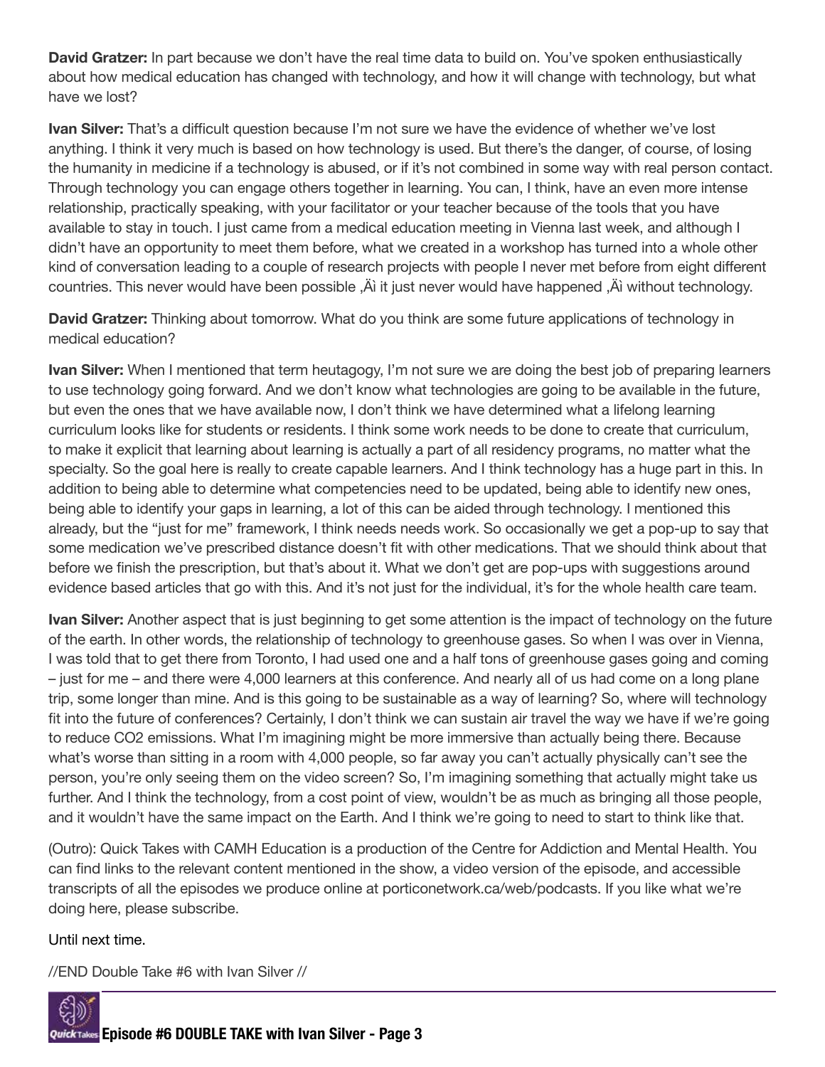**David Gratzer:** In part because we don't have the real time data to build on. You've spoken enthusiastically about how medical education has changed with technology, and how it will change with technology, but what have we lost?

**Ivan Silver:** That's a difficult question because I'm not sure we have the evidence of whether we've lost anything. I think it very much is based on how technology is used. But there's the danger, of course, of losing the humanity in medicine if a technology is abused, or if it's not combined in some way with real person contact. Through technology you can engage others together in learning. You can, I think, have an even more intense relationship, practically speaking, with your facilitator or your teacher because of the tools that you have available to stay in touch. I just came from a medical education meeting in Vienna last week, and although I didn't have an opportunity to meet them before, what we created in a workshop has turned into a whole other kind of conversation leading to a couple of research projects with people I never met before from eight different countries. This never would have been possible ‚Äì it just never would have happened ‚Äì without technology.

**David Gratzer:** Thinking about tomorrow. What do you think are some future applications of technology in medical education?

**Ivan Silver:** When I mentioned that term heutagogy, I'm not sure we are doing the best job of preparing learners to use technology going forward. And we don't know what technologies are going to be available in the future, but even the ones that we have available now, I don't think we have determined what a lifelong learning curriculum looks like for students or residents. I think some work needs to be done to create that curriculum, to make it explicit that learning about learning is actually a part of all residency programs, no matter what the specialty. So the goal here is really to create capable learners. And I think technology has a huge part in this. In addition to being able to determine what competencies need to be updated, being able to identify new ones, being able to identify your gaps in learning, a lot of this can be aided through technology. I mentioned this already, but the "just for me" framework, I think needs needs work. So occasionally we get a pop-up to say that some medication we've prescribed distance doesn't fit with other medications. That we should think about that before we finish the prescription, but that's about it. What we don't get are pop-ups with suggestions around evidence based articles that go with this. And it's not just for the individual, it's for the whole health care team.

**Ivan Silver:** Another aspect that is just beginning to get some attention is the impact of technology on the future of the earth. In other words, the relationship of technology to greenhouse gases. So when I was over in Vienna, I was told that to get there from Toronto, I had used one and a half tons of greenhouse gases going and coming – just for me – and there were 4,000 learners at this conference. And nearly all of us had come on a long plane trip, some longer than mine. And is this going to be sustainable as a way of learning? So, where will technology fit into the future of conferences? Certainly, I don't think we can sustain air travel the way we have if we're going to reduce $CO_2$ emissions. What I'm imagining might be more immersive than actually being there. Because what's worse than sitting in a room with 4,000 people, so far away you can't actually physically can't see the person, you're only seeing them on the video screen? So, I'm imagining something that actually might take us further. And I think the technology, from a cost point of view, wouldn't be as much as bringing all those people, and it wouldn't have the same impact on the Earth. And I think we're going to need to start to think like that.

(Outro): Quick Takes with CAMH Education is a production of the Centre for Addiction and Mental Health. You can find links to the relevant content mentioned in the show, a video version of the episode, and accessible transcripts of all the episodes we produce online at porticonetwork.ca/web/podcasts. If you like what we're doing here, please subscribe.

Until next time.

//END Double Take #6 with Ivan Silver //